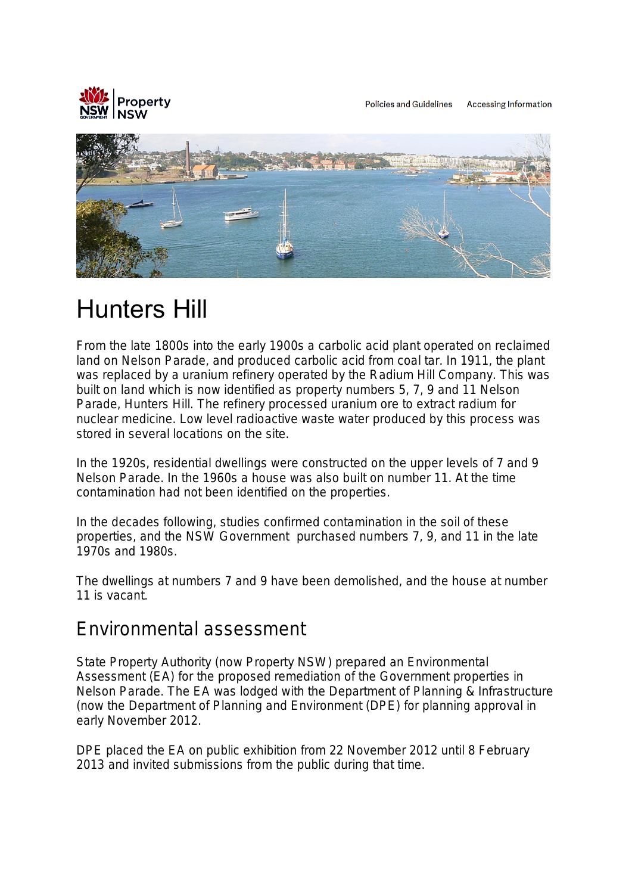Policies and Guidelines    Accessing Information

# Hunters Hill

From the late 1800s into the early 1900s a carbolic acid plant operated on reclaimed land on Nelson Parade, and produced carbolic acid from coal tar. In 1911, the plant was replaced by a uranium refinery operated by the Radium Hill Company. This was built on land which is now identified as property numbers 5, 7, 9 and 11 Nelson Parade, Hunters Hill. The refinery processed uranium ore to extract radium for nuclear medicine. Low level radioactive waste water produced by this process was stored in several locations on the site.

In the 1920s, residential dwellings were constructed on the upper levels of 7 and 9 Nelson Parade. In the 1960s a house was also built on number 11. At the time contamination had not been identified on the properties.

In the decades following, studies confirmed contamination in the soil of these properties, and the NSW Government purchased numbers 7, 9, and 11 in the late 1970s and 1980s.

The dwellings at numbers 7 and 9 have been demolished, and the house at number 11 is vacant.

## Environmental assessment

State Property Authority (now Property NSW) prepared an Environmental Assessment (EA) for the proposed remediation of the Government properties in Nelson Parade. The EA was lodged with the Department of Planning & Infrastructure (now the Department of Planning and Environment (DPE) for planning approval in early November 2012.

DPE placed the EA on public exhibition from 22 November 2012 until 8 February 2013 and invited submissions from the public during that time.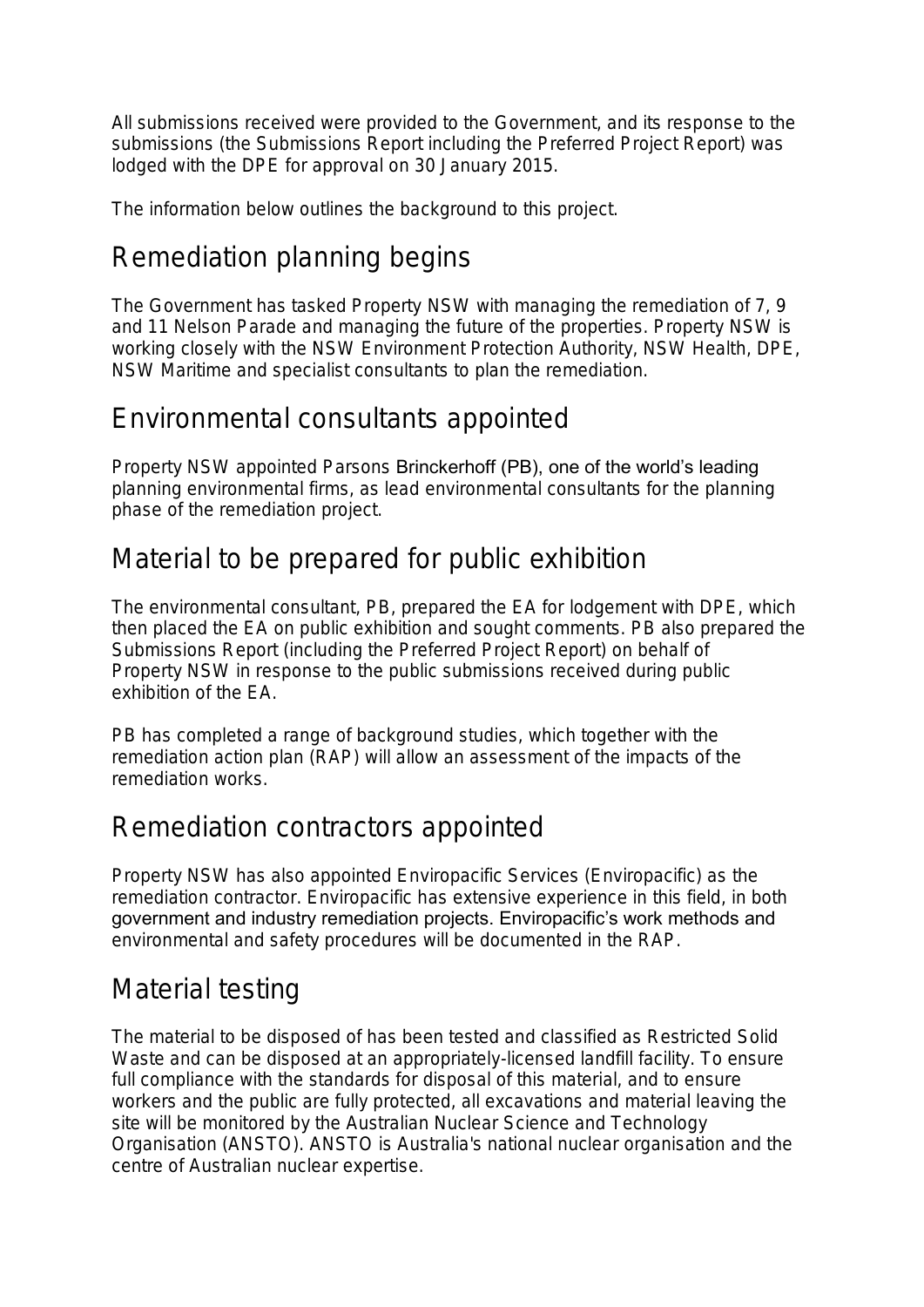All submissions received were provided to the Government, and its response to the submissions (the Submissions Report including the Preferred Project Report) was lodged with the DPE for approval on 30 January 2015.

The information below outlines the background to this project.

## Remediation planning begins

The Government has tasked Property NSW with managing the remediation of 7, 9 and 11 Nelson Parade and managing the future of the properties. Property NSW is working closely with the NSW Environment Protection Authority, NSW Health, DPE, NSW Maritime and specialist consultants to plan the remediation.

## Environmental consultants appointed

Property NSW appointed Parsons Brinckerhoff (PB), one of the world's leading planning environmental firms, as lead environmental consultants for the planning phase of the remediation project.

## Material to be prepared for public exhibition

The environmental consultant, PB, prepared the EA for lodgement with DPE, which then placed the EA on public exhibition and sought comments. PB also prepared the Submissions Report (including the Preferred Project Report) on behalf of Property NSW in response to the public submissions received during public exhibition of the EA.

PB has completed a range of background studies, which together with the remediation action plan (RAP) will allow an assessment of the impacts of the remediation works.

## Remediation contractors appointed

Property NSW has also appointed Enviropacific Services (Enviropacific) as the remediation contractor. Enviropacific has extensive experience in this field, in both government and industry remediation projects. Enviropacific's work methods and environmental and safety procedures will be documented in the RAP.

## Material testing

The material to be disposed of has been tested and classified as Restricted Solid Waste and can be disposed at an appropriately-licensed landfill facility. To ensure full compliance with the standards for disposal of this material, and to ensure workers and the public are fully protected, all excavations and material leaving the site will be monitored by the Australian Nuclear Science and Technology Organisation (ANSTO). ANSTO is Australia's national nuclear organisation and the centre of Australian nuclear expertise.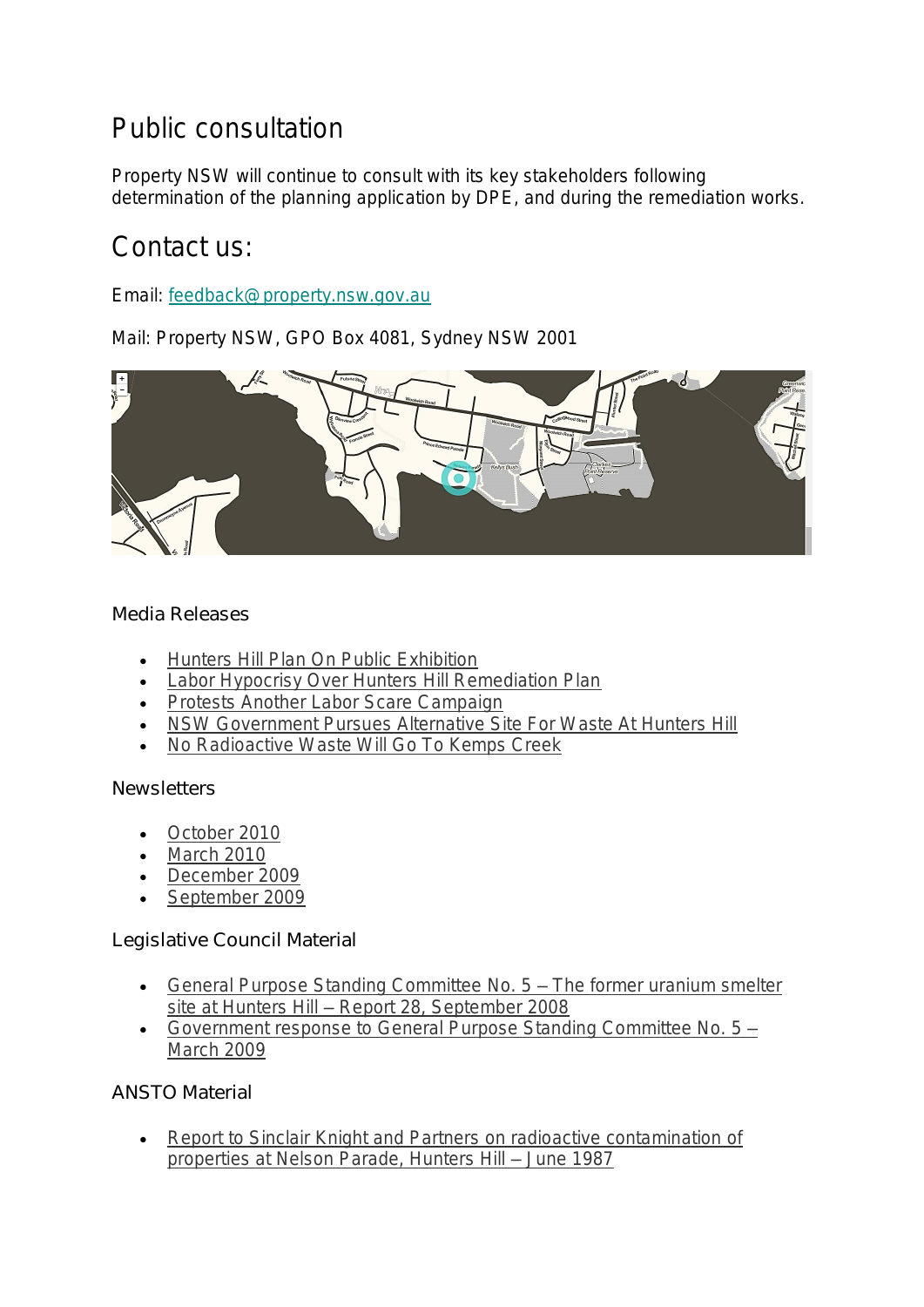# Public consultation

Property NSW will continue to consult with its key stakeholders following determination of the planning application by DPE, and during the remediation works.

# Contact us:

Email: feedback@property.nsw.gov.au

Mail: Property NSW, GPO Box 4081, Sydney NSW 2001

### Media Releases

- Hunters Hill Plan On Public Exhibition
- Labor Hypocrisy Over Hunters Hill Remediation Plan
- Protests Another Labor Scare Campaign
- NSW Government Pursues Alternative Site For Waste At Hunters Hill
- No Radioactive Waste Will Go To Kemps Creek

### Newsletters

- October 2010
- March 2010
- December 2009
- September 2009

### Legislative Council Material

- General Purpose Standing Committee No. 5 – The former uranium smelter site at Hunters Hill – Report 28, September 2008
- Government response to General Purpose Standing Committee No. 5 – March 2009

### ANSTO Material

- Report to Sinclair Knight and Partners on radioactive contamination of properties at Nelson Parade, Hunters Hill – June 1987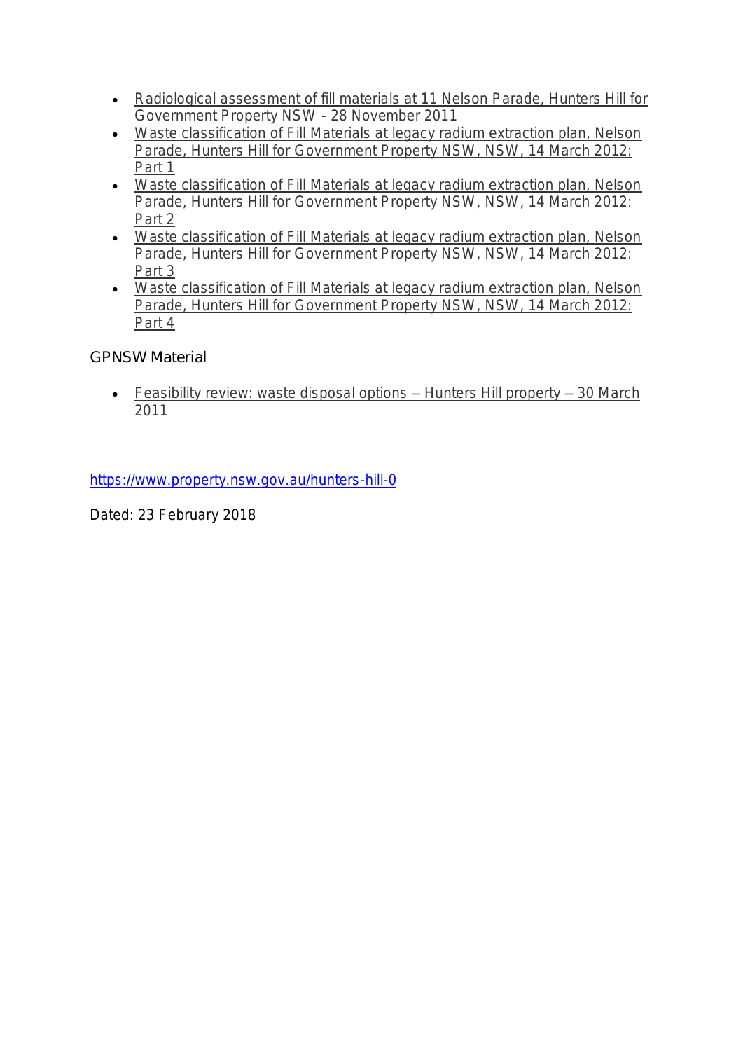- Radiological assessment of fill materials at 11 Nelson Parade, Hunters Hill for Government Property NSW - 28 November 2011
- Waste classification of Fill Materials at legacy radium extraction plan, Nelson Parade, Hunters Hill for Government Property NSW, NSW, 14 March 2012: Part 1
- Waste classification of Fill Materials at legacy radium extraction plan, Nelson Parade, Hunters Hill for Government Property NSW, NSW, 14 March 2012: Part 2
- Waste classification of Fill Materials at legacy radium extraction plan, Nelson Parade, Hunters Hill for Government Property NSW, NSW, 14 March 2012: Part 3
- Waste classification of Fill Materials at legacy radium extraction plan, Nelson Parade, Hunters Hill for Government Property NSW, NSW, 14 March 2012: Part 4

GPNSW Material

- Feasibility review: waste disposal options – Hunters Hill property – 30 March 2011

https://www.property.nsw.gov.au/hunters-hill-0

Dated: 23 February 2018